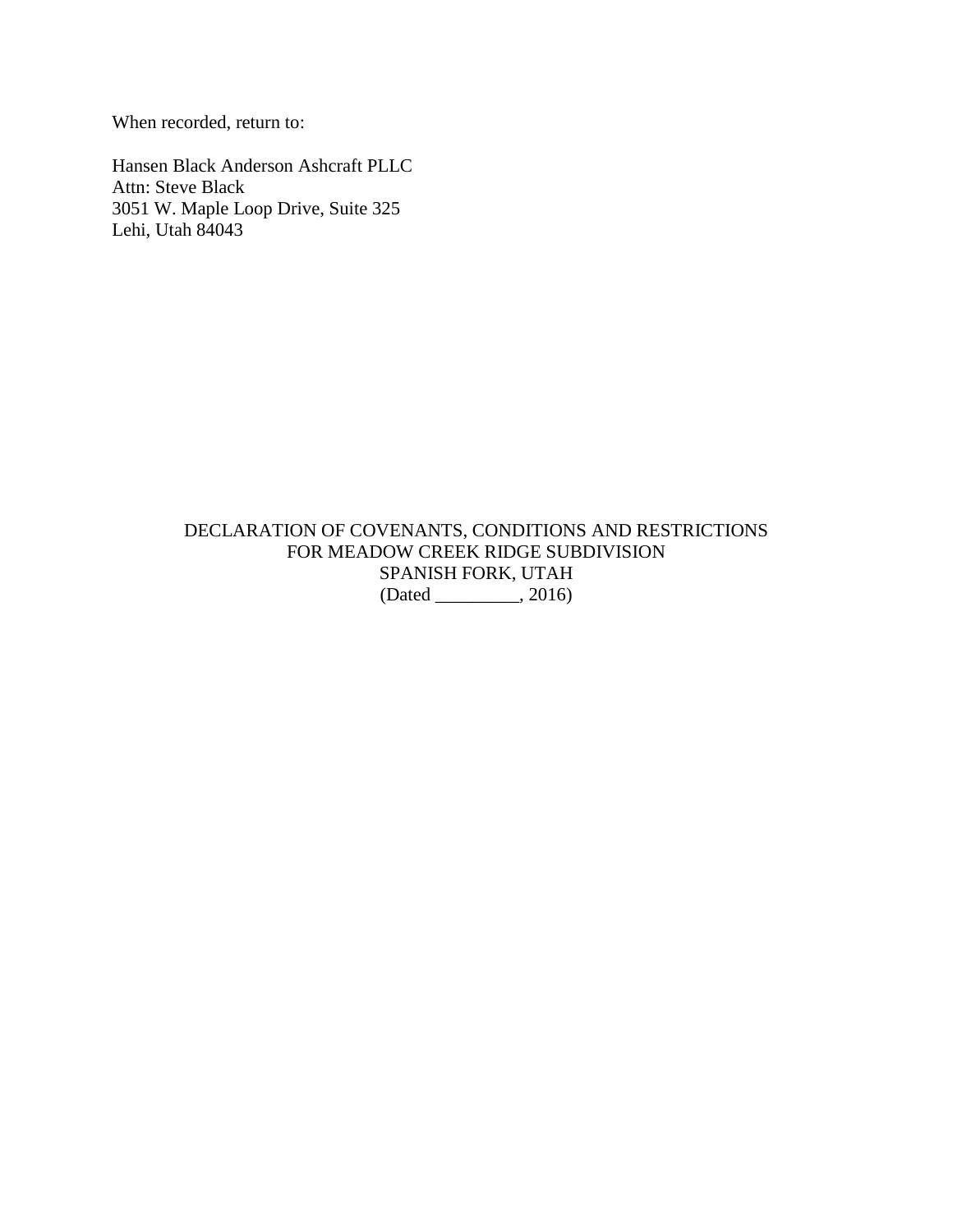When recorded, return to:

Hansen Black Anderson Ashcraft PLLC
Attn: Steve Black
3051 W. Maple Loop Drive, Suite 325
Lehi, Utah 84043

# DECLARATION OF COVENANTS, CONDITIONS AND RESTRICTIONS FOR MEADOW CREEK RIDGE SUBDIVISION SPANISH FORK, UTAH

(Dated _________, 2016)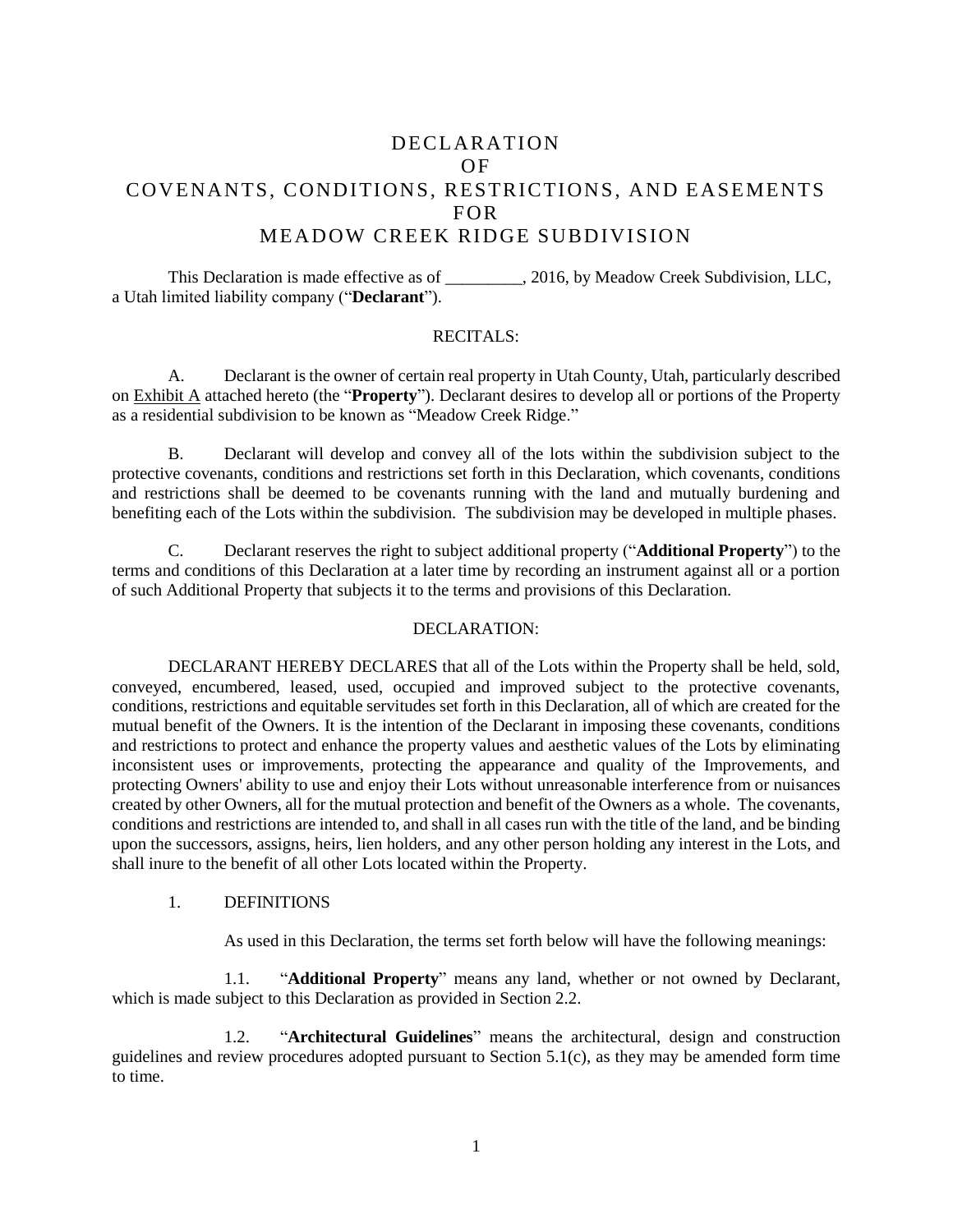# DECLARATION OF COVENANTS, CONDITIONS, RESTRICTIONS, AND EASEMENTS FOR MEADOW CREEK RIDGE SUBDIVISION

This Declaration is made effective as of _________, 2016, by Meadow Creek Subdivision, LLC, a Utah limited liability company ("**Declarant**").

RECITALS:

A. Declarant is the owner of certain real property in Utah County, Utah, particularly described on Exhibit A attached hereto (the "**Property**"). Declarant desires to develop all or portions of the Property as a residential subdivision to be known as "Meadow Creek Ridge."

B. Declarant will develop and convey all of the lots within the subdivision subject to the protective covenants, conditions and restrictions set forth in this Declaration, which covenants, conditions and restrictions shall be deemed to be covenants running with the land and mutually burdening and benefiting each of the Lots within the subdivision. The subdivision may be developed in multiple phases.

C. Declarant reserves the right to subject additional property ("**Additional Property**") to the terms and conditions of this Declaration at a later time by recording an instrument against all or a portion of such Additional Property that subjects it to the terms and provisions of this Declaration.

DECLARATION:

DECLARANT HEREBY DECLARES that all of the Lots within the Property shall be held, sold, conveyed, encumbered, leased, used, occupied and improved subject to the protective covenants, conditions, restrictions and equitable servitudes set forth in this Declaration, all of which are created for the mutual benefit of the Owners. It is the intention of the Declarant in imposing these covenants, conditions and restrictions to protect and enhance the property values and aesthetic values of the Lots by eliminating inconsistent uses or improvements, protecting the appearance and quality of the Improvements, and protecting Owners' ability to use and enjoy their Lots without unreasonable interference from or nuisances created by other Owners, all for the mutual protection and benefit of the Owners as a whole. The covenants, conditions and restrictions are intended to, and shall in all cases run with the title of the land, and be binding upon the successors, assigns, heirs, lien holders, and any other person holding any interest in the Lots, and shall inure to the benefit of all other Lots located within the Property.

1. DEFINITIONS

As used in this Declaration, the terms set forth below will have the following meanings:

1.1. "**Additional Property**" means any land, whether or not owned by Declarant, which is made subject to this Declaration as provided in Section 2.2.

1.2. "**Architectural Guidelines**" means the architectural, design and construction guidelines and review procedures adopted pursuant to Section 5.1(c), as they may be amended form time to time.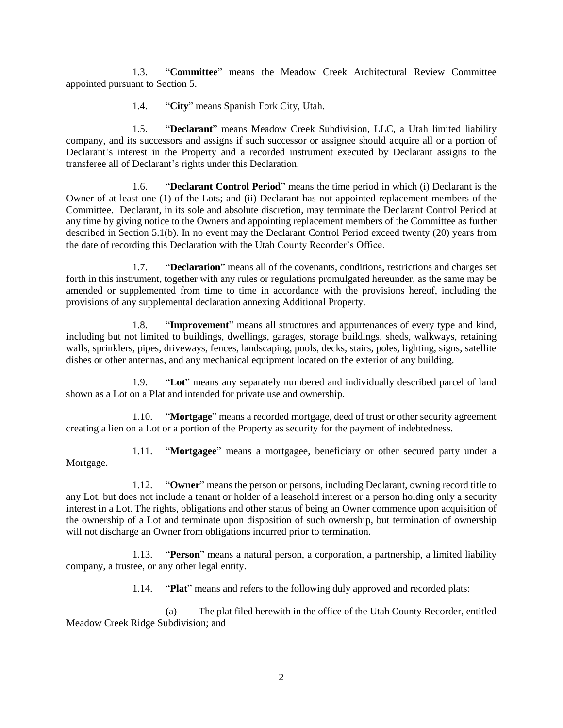1.3. "**Committee**" means the Meadow Creek Architectural Review Committee appointed pursuant to Section 5.

1.4. "**City**" means Spanish Fork City, Utah.

1.5. "**Declarant**" means Meadow Creek Subdivision, LLC, a Utah limited liability company, and its successors and assigns if such successor or assignee should acquire all or a portion of Declarant's interest in the Property and a recorded instrument executed by Declarant assigns to the transferee all of Declarant's rights under this Declaration.

1.6. "**Declarant Control Period**" means the time period in which (i) Declarant is the Owner of at least one (1) of the Lots; and (ii) Declarant has not appointed replacement members of the Committee. Declarant, in its sole and absolute discretion, may terminate the Declarant Control Period at any time by giving notice to the Owners and appointing replacement members of the Committee as further described in Section 5.1(b). In no event may the Declarant Control Period exceed twenty (20) years from the date of recording this Declaration with the Utah County Recorder's Office.

1.7. "**Declaration**" means all of the covenants, conditions, restrictions and charges set forth in this instrument, together with any rules or regulations promulgated hereunder, as the same may be amended or supplemented from time to time in accordance with the provisions hereof, including the provisions of any supplemental declaration annexing Additional Property.

1.8. "**Improvement**" means all structures and appurtenances of every type and kind, including but not limited to buildings, dwellings, garages, storage buildings, sheds, walkways, retaining walls, sprinklers, pipes, driveways, fences, landscaping, pools, decks, stairs, poles, lighting, signs, satellite dishes or other antennas, and any mechanical equipment located on the exterior of any building.

1.9. "**Lot**" means any separately numbered and individually described parcel of land shown as a Lot on a Plat and intended for private use and ownership.

1.10. "**Mortgage**" means a recorded mortgage, deed of trust or other security agreement creating a lien on a Lot or a portion of the Property as security for the payment of indebtedness.

1.11. "**Mortgagee**" means a mortgagee, beneficiary or other secured party under a Mortgage.

1.12. "**Owner**" means the person or persons, including Declarant, owning record title to any Lot, but does not include a tenant or holder of a leasehold interest or a person holding only a security interest in a Lot. The rights, obligations and other status of being an Owner commence upon acquisition of the ownership of a Lot and terminate upon disposition of such ownership, but termination of ownership will not discharge an Owner from obligations incurred prior to termination.

1.13. "**Person**" means a natural person, a corporation, a partnership, a limited liability company, a trustee, or any other legal entity.

1.14. "**Plat**" means and refers to the following duly approved and recorded plats:

(a) The plat filed herewith in the office of the Utah County Recorder, entitled Meadow Creek Ridge Subdivision; and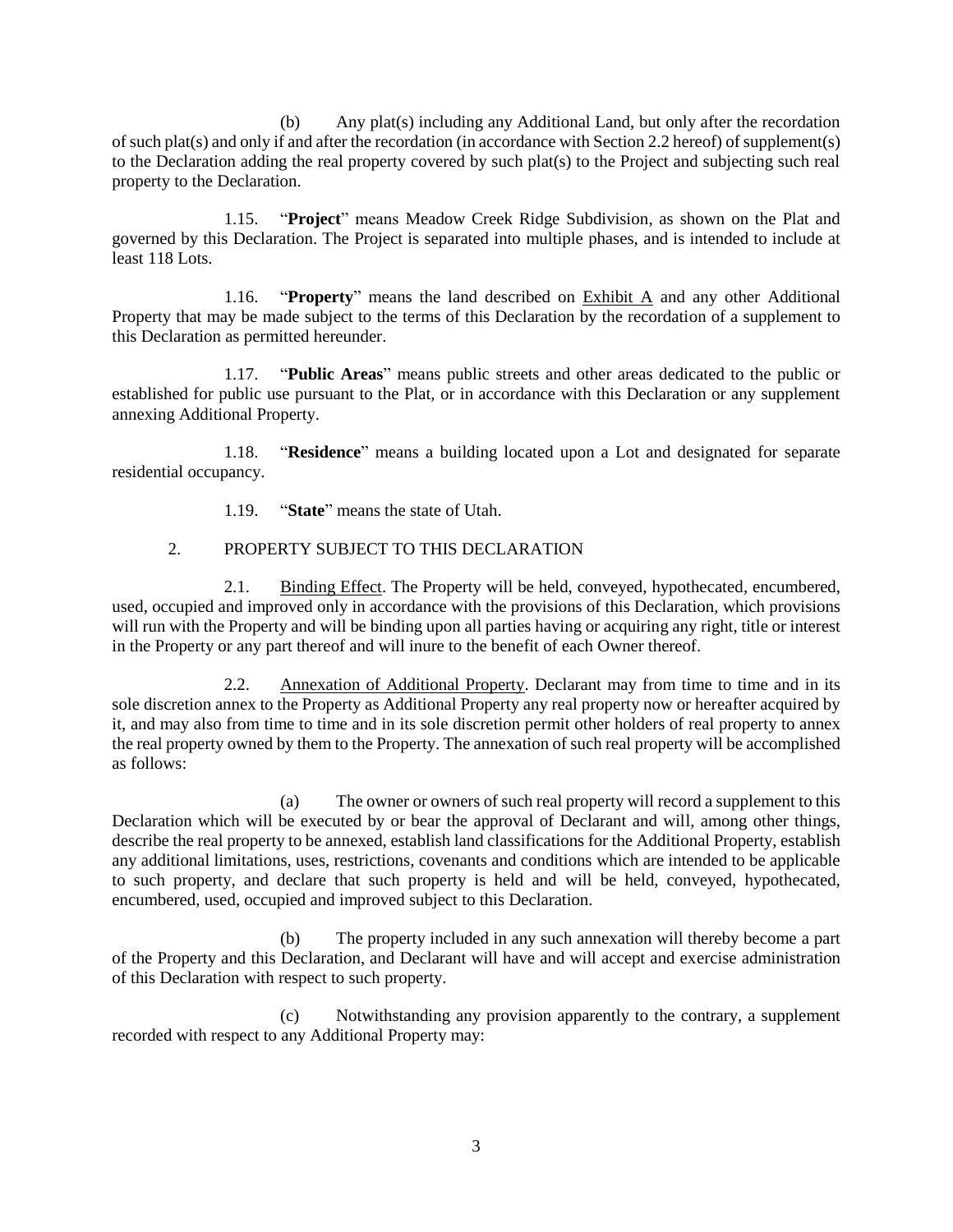(b) Any plat(s) including any Additional Land, but only after the recordation of such plat(s) and only if and after the recordation (in accordance with Section 2.2 hereof) of supplement(s) to the Declaration adding the real property covered by such plat(s) to the Project and subjecting such real property to the Declaration.

1.15. "**Project**" means Meadow Creek Ridge Subdivision, as shown on the Plat and governed by this Declaration. The Project is separated into multiple phases, and is intended to include at least 118 Lots.

1.16. "**Property**" means the land described on Exhibit A and any other Additional Property that may be made subject to the terms of this Declaration by the recordation of a supplement to this Declaration as permitted hereunder.

1.17. "**Public Areas**" means public streets and other areas dedicated to the public or established for public use pursuant to the Plat, or in accordance with this Declaration or any supplement annexing Additional Property.

1.18. "**Residence**" means a building located upon a Lot and designated for separate residential occupancy.

1.19. "**State**" means the state of Utah.

2. PROPERTY SUBJECT TO THIS DECLARATION

2.1. Binding Effect. The Property will be held, conveyed, hypothecated, encumbered, used, occupied and improved only in accordance with the provisions of this Declaration, which provisions will run with the Property and will be binding upon all parties having or acquiring any right, title or interest in the Property or any part thereof and will inure to the benefit of each Owner thereof.

2.2. Annexation of Additional Property. Declarant may from time to time and in its sole discretion annex to the Property as Additional Property any real property now or hereafter acquired by it, and may also from time to time and in its sole discretion permit other holders of real property to annex the real property owned by them to the Property. The annexation of such real property will be accomplished as follows:

(a) The owner or owners of such real property will record a supplement to this Declaration which will be executed by or bear the approval of Declarant and will, among other things, describe the real property to be annexed, establish land classifications for the Additional Property, establish any additional limitations, uses, restrictions, covenants and conditions which are intended to be applicable to such property, and declare that such property is held and will be held, conveyed, hypothecated, encumbered, used, occupied and improved subject to this Declaration.

(b) The property included in any such annexation will thereby become a part of the Property and this Declaration, and Declarant will have and will accept and exercise administration of this Declaration with respect to such property.

(c) Notwithstanding any provision apparently to the contrary, a supplement recorded with respect to any Additional Property may: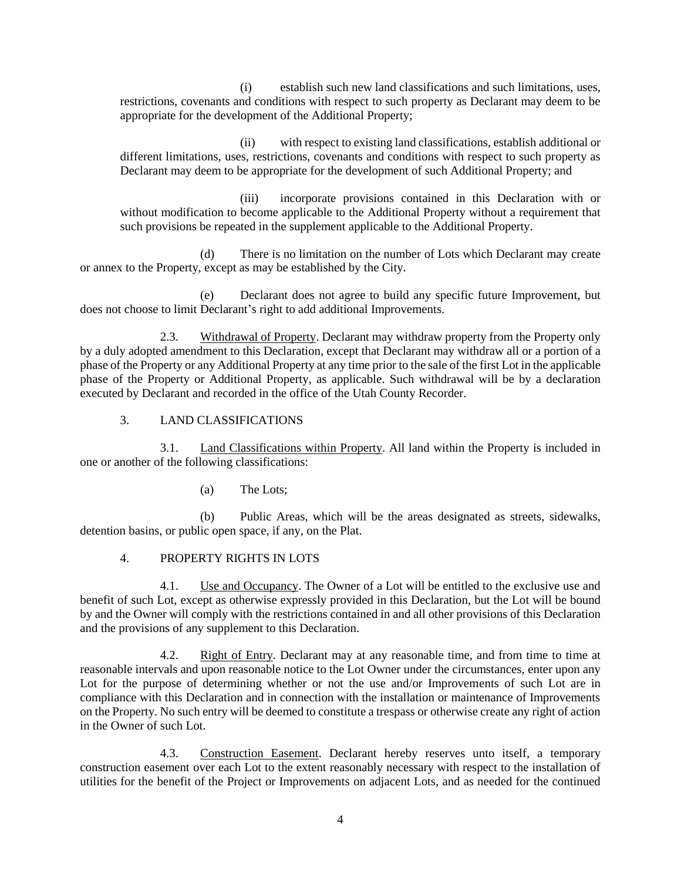(i) establish such new land classifications and such limitations, uses, restrictions, covenants and conditions with respect to such property as Declarant may deem to be appropriate for the development of the Additional Property;

(ii) with respect to existing land classifications, establish additional or different limitations, uses, restrictions, covenants and conditions with respect to such property as Declarant may deem to be appropriate for the development of such Additional Property; and

(iii) incorporate provisions contained in this Declaration with or without modification to become applicable to the Additional Property without a requirement that such provisions be repeated in the supplement applicable to the Additional Property.

(d) There is no limitation on the number of Lots which Declarant may create or annex to the Property, except as may be established by the City.

(e) Declarant does not agree to build any specific future Improvement, but does not choose to limit Declarant's right to add additional Improvements.

2.3. Withdrawal of Property. Declarant may withdraw property from the Property only by a duly adopted amendment to this Declaration, except that Declarant may withdraw all or a portion of a phase of the Property or any Additional Property at any time prior to the sale of the first Lot in the applicable phase of the Property or Additional Property, as applicable. Such withdrawal will be by a declaration executed by Declarant and recorded in the office of the Utah County Recorder.

## 3. LAND CLASSIFICATIONS

3.1. Land Classifications within Property. All land within the Property is included in one or another of the following classifications:

(a) The Lots;

(b) Public Areas, which will be the areas designated as streets, sidewalks, detention basins, or public open space, if any, on the Plat.

## 4. PROPERTY RIGHTS IN LOTS

4.1. Use and Occupancy. The Owner of a Lot will be entitled to the exclusive use and benefit of such Lot, except as otherwise expressly provided in this Declaration, but the Lot will be bound by and the Owner will comply with the restrictions contained in and all other provisions of this Declaration and the provisions of any supplement to this Declaration.

4.2. Right of Entry. Declarant may at any reasonable time, and from time to time at reasonable intervals and upon reasonable notice to the Lot Owner under the circumstances, enter upon any Lot for the purpose of determining whether or not the use and/or Improvements of such Lot are in compliance with this Declaration and in connection with the installation or maintenance of Improvements on the Property. No such entry will be deemed to constitute a trespass or otherwise create any right of action in the Owner of such Lot.

4.3. Construction Easement. Declarant hereby reserves unto itself, a temporary construction easement over each Lot to the extent reasonably necessary with respect to the installation of utilities for the benefit of the Project or Improvements on adjacent Lots, and as needed for the continued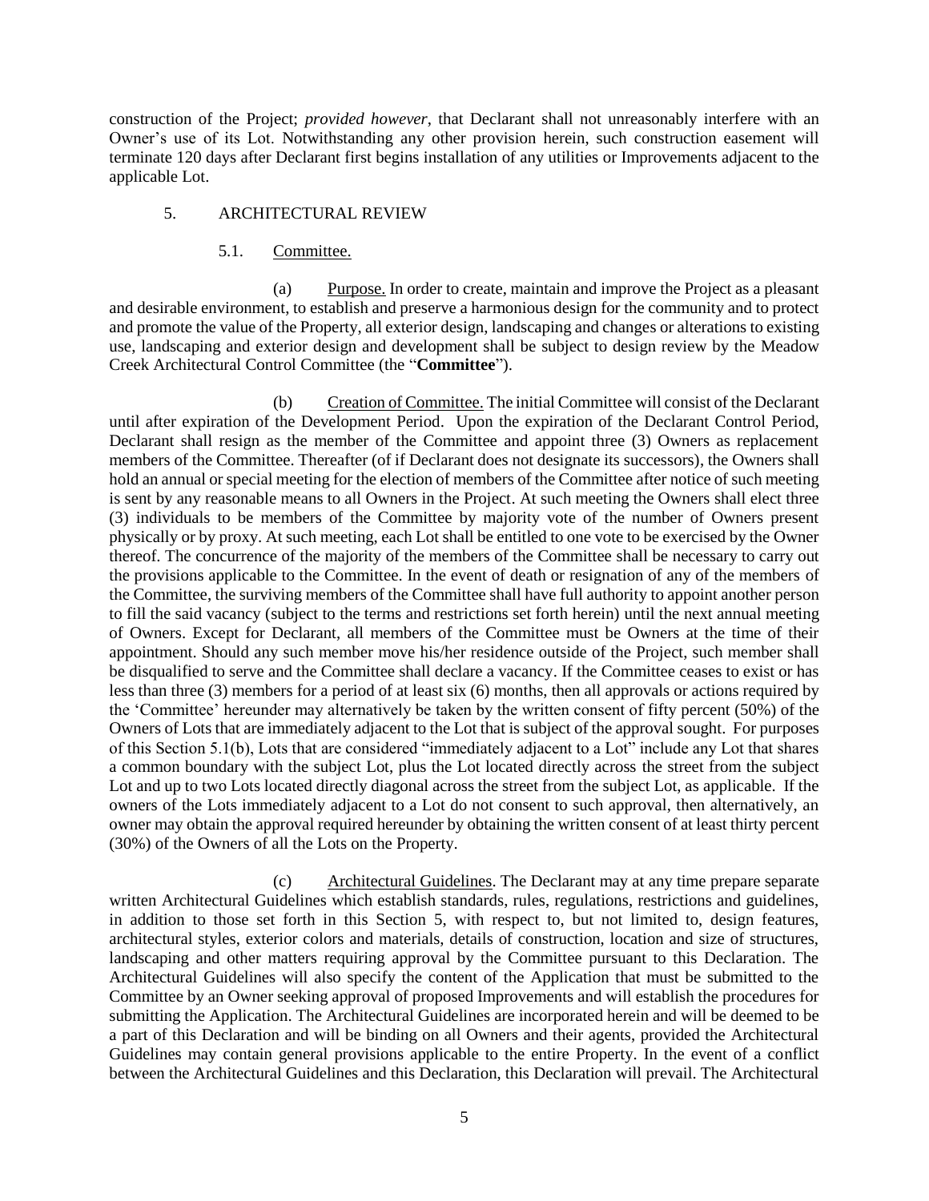construction of the Project; *provided however*, that Declarant shall not unreasonably interfere with an Owner's use of its Lot. Notwithstanding any other provision herein, such construction easement will terminate 120 days after Declarant first begins installation of any utilities or Improvements adjacent to the applicable Lot.

## 5. ARCHITECTURAL REVIEW

### 5.1. Committee.

(a) Purpose. In order to create, maintain and improve the Project as a pleasant and desirable environment, to establish and preserve a harmonious design for the community and to protect and promote the value of the Property, all exterior design, landscaping and changes or alterations to existing use, landscaping and exterior design and development shall be subject to design review by the Meadow Creek Architectural Control Committee (the "**Committee**").

(b) Creation of Committee. The initial Committee will consist of the Declarant until after expiration of the Development Period. Upon the expiration of the Declarant Control Period, Declarant shall resign as the member of the Committee and appoint three (3) Owners as replacement members of the Committee. Thereafter (of if Declarant does not designate its successors), the Owners shall hold an annual or special meeting for the election of members of the Committee after notice of such meeting is sent by any reasonable means to all Owners in the Project. At such meeting the Owners shall elect three (3) individuals to be members of the Committee by majority vote of the number of Owners present physically or by proxy. At such meeting, each Lot shall be entitled to one vote to be exercised by the Owner thereof. The concurrence of the majority of the members of the Committee shall be necessary to carry out the provisions applicable to the Committee. In the event of death or resignation of any of the members of the Committee, the surviving members of the Committee shall have full authority to appoint another person to fill the said vacancy (subject to the terms and restrictions set forth herein) until the next annual meeting of Owners. Except for Declarant, all members of the Committee must be Owners at the time of their appointment. Should any such member move his/her residence outside of the Project, such member shall be disqualified to serve and the Committee shall declare a vacancy. If the Committee ceases to exist or has less than three (3) members for a period of at least six (6) months, then all approvals or actions required by the 'Committee' hereunder may alternatively be taken by the written consent of fifty percent (50%) of the Owners of Lots that are immediately adjacent to the Lot that is subject of the approval sought. For purposes of this Section 5.1(b), Lots that are considered "immediately adjacent to a Lot" include any Lot that shares a common boundary with the subject Lot, plus the Lot located directly across the street from the subject Lot and up to two Lots located directly diagonal across the street from the subject Lot, as applicable. If the owners of the Lots immediately adjacent to a Lot do not consent to such approval, then alternatively, an owner may obtain the approval required hereunder by obtaining the written consent of at least thirty percent (30%) of the Owners of all the Lots on the Property.

(c) Architectural Guidelines. The Declarant may at any time prepare separate written Architectural Guidelines which establish standards, rules, regulations, restrictions and guidelines, in addition to those set forth in this Section 5, with respect to, but not limited to, design features, architectural styles, exterior colors and materials, details of construction, location and size of structures, landscaping and other matters requiring approval by the Committee pursuant to this Declaration. The Architectural Guidelines will also specify the content of the Application that must be submitted to the Committee by an Owner seeking approval of proposed Improvements and will establish the procedures for submitting the Application. The Architectural Guidelines are incorporated herein and will be deemed to be a part of this Declaration and will be binding on all Owners and their agents, provided the Architectural Guidelines may contain general provisions applicable to the entire Property. In the event of a conflict between the Architectural Guidelines and this Declaration, this Declaration will prevail. The Architectural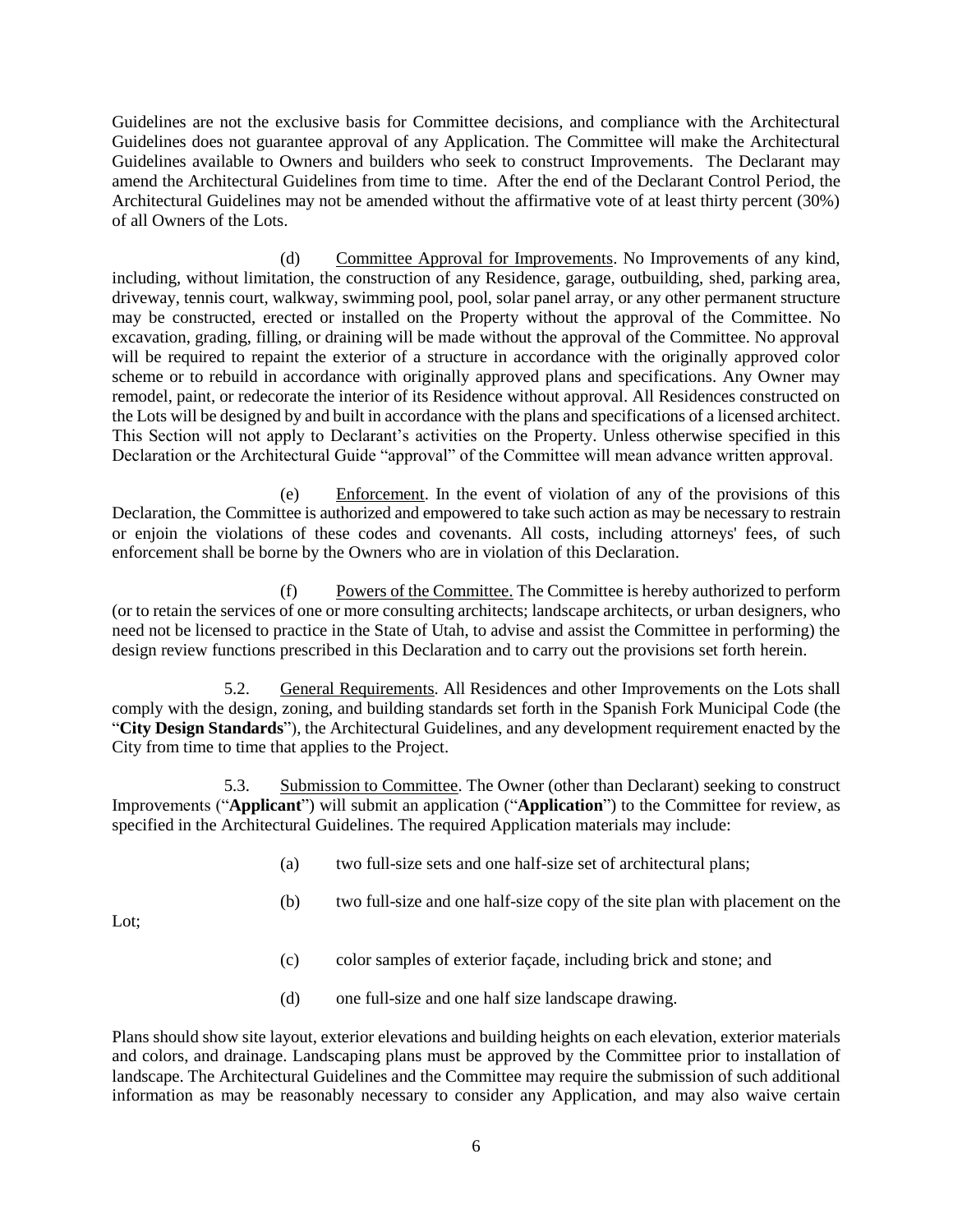Guidelines are not the exclusive basis for Committee decisions, and compliance with the Architectural Guidelines does not guarantee approval of any Application. The Committee will make the Architectural Guidelines available to Owners and builders who seek to construct Improvements. The Declarant may amend the Architectural Guidelines from time to time. After the end of the Declarant Control Period, the Architectural Guidelines may not be amended without the affirmative vote of at least thirty percent (30%) of all Owners of the Lots.

(d) Committee Approval for Improvements. No Improvements of any kind, including, without limitation, the construction of any Residence, garage, outbuilding, shed, parking area, driveway, tennis court, walkway, swimming pool, pool, solar panel array, or any other permanent structure may be constructed, erected or installed on the Property without the approval of the Committee. No excavation, grading, filling, or draining will be made without the approval of the Committee. No approval will be required to repaint the exterior of a structure in accordance with the originally approved color scheme or to rebuild in accordance with originally approved plans and specifications. Any Owner may remodel, paint, or redecorate the interior of its Residence without approval. All Residences constructed on the Lots will be designed by and built in accordance with the plans and specifications of a licensed architect. This Section will not apply to Declarant's activities on the Property. Unless otherwise specified in this Declaration or the Architectural Guide "approval" of the Committee will mean advance written approval.

(e) Enforcement. In the event of violation of any of the provisions of this Declaration, the Committee is authorized and empowered to take such action as may be necessary to restrain or enjoin the violations of these codes and covenants. All costs, including attorneys' fees, of such enforcement shall be borne by the Owners who are in violation of this Declaration.

(f) Powers of the Committee. The Committee is hereby authorized to perform (or to retain the services of one or more consulting architects; landscape architects, or urban designers, who need not be licensed to practice in the State of Utah, to advise and assist the Committee in performing) the design review functions prescribed in this Declaration and to carry out the provisions set forth herein.

5.2. General Requirements. All Residences and other Improvements on the Lots shall comply with the design, zoning, and building standards set forth in the Spanish Fork Municipal Code (the "**City Design Standards**"), the Architectural Guidelines, and any development requirement enacted by the City from time to time that applies to the Project.

5.3. Submission to Committee. The Owner (other than Declarant) seeking to construct Improvements ("**Applicant**") will submit an application ("**Application**") to the Committee for review, as specified in the Architectural Guidelines. The required Application materials may include:

(a) two full-size sets and one half-size set of architectural plans;

(b) two full-size and one half-size copy of the site plan with placement on the Lot;

(c) color samples of exterior façade, including brick and stone; and

(d) one full-size and one half size landscape drawing.

Plans should show site layout, exterior elevations and building heights on each elevation, exterior materials and colors, and drainage. Landscaping plans must be approved by the Committee prior to installation of landscape. The Architectural Guidelines and the Committee may require the submission of such additional information as may be reasonably necessary to consider any Application, and may also waive certain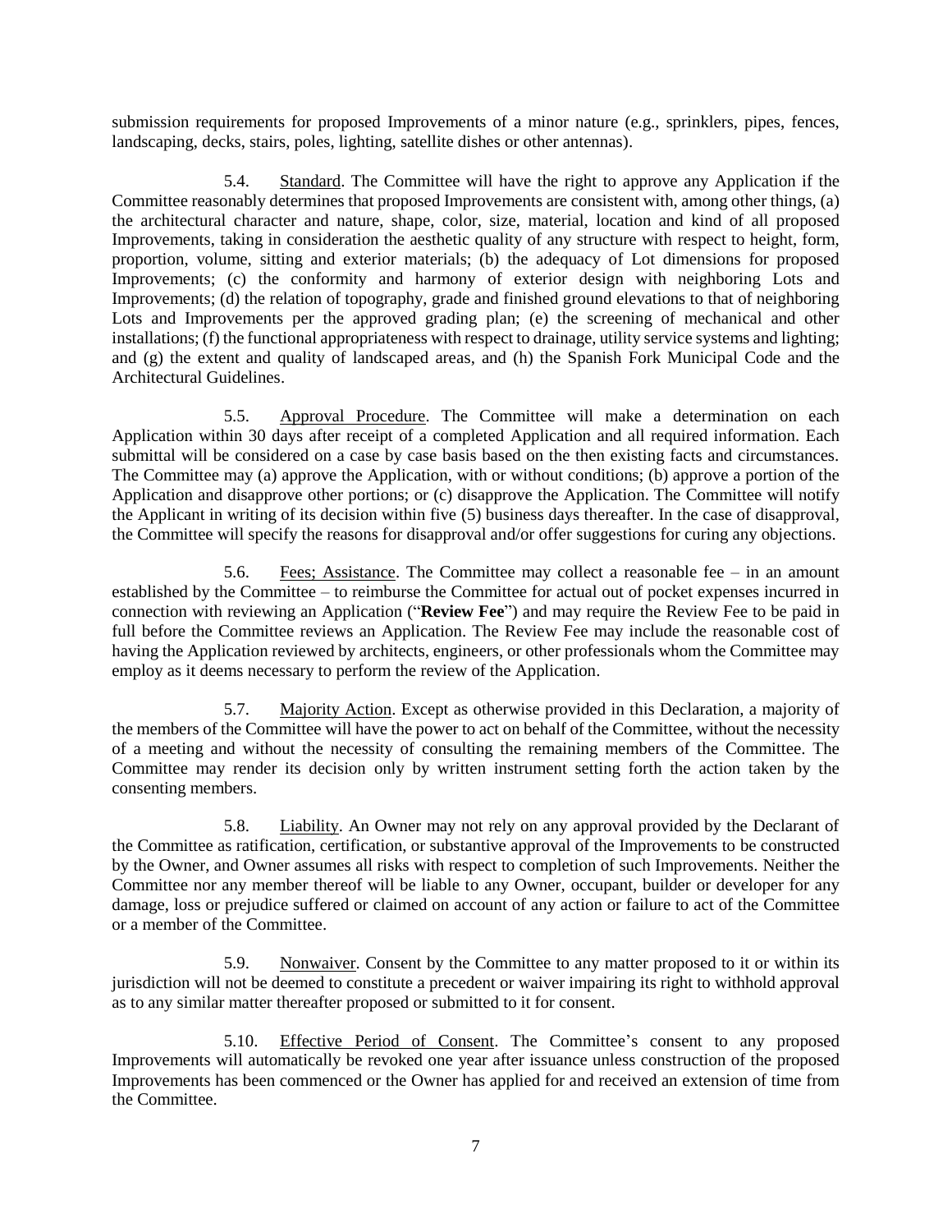submission requirements for proposed Improvements of a minor nature (e.g., sprinklers, pipes, fences, landscaping, decks, stairs, poles, lighting, satellite dishes or other antennas).

5.4. Standard. The Committee will have the right to approve any Application if the Committee reasonably determines that proposed Improvements are consistent with, among other things, (a) the architectural character and nature, shape, color, size, material, location and kind of all proposed Improvements, taking in consideration the aesthetic quality of any structure with respect to height, form, proportion, volume, sitting and exterior materials; (b) the adequacy of Lot dimensions for proposed Improvements; (c) the conformity and harmony of exterior design with neighboring Lots and Improvements; (d) the relation of topography, grade and finished ground elevations to that of neighboring Lots and Improvements per the approved grading plan; (e) the screening of mechanical and other installations; (f) the functional appropriateness with respect to drainage, utility service systems and lighting; and (g) the extent and quality of landscaped areas, and (h) the Spanish Fork Municipal Code and the Architectural Guidelines.

5.5. Approval Procedure. The Committee will make a determination on each Application within 30 days after receipt of a completed Application and all required information. Each submittal will be considered on a case by case basis based on the then existing facts and circumstances. The Committee may (a) approve the Application, with or without conditions; (b) approve a portion of the Application and disapprove other portions; or (c) disapprove the Application. The Committee will notify the Applicant in writing of its decision within five (5) business days thereafter. In the case of disapproval, the Committee will specify the reasons for disapproval and/or offer suggestions for curing any objections.

5.6. Fees; Assistance. The Committee may collect a reasonable fee – in an amount established by the Committee – to reimburse the Committee for actual out of pocket expenses incurred in connection with reviewing an Application ("**Review Fee**") and may require the Review Fee to be paid in full before the Committee reviews an Application. The Review Fee may include the reasonable cost of having the Application reviewed by architects, engineers, or other professionals whom the Committee may employ as it deems necessary to perform the review of the Application.

5.7. Majority Action. Except as otherwise provided in this Declaration, a majority of the members of the Committee will have the power to act on behalf of the Committee, without the necessity of a meeting and without the necessity of consulting the remaining members of the Committee. The Committee may render its decision only by written instrument setting forth the action taken by the consenting members.

5.8. Liability. An Owner may not rely on any approval provided by the Declarant of the Committee as ratification, certification, or substantive approval of the Improvements to be constructed by the Owner, and Owner assumes all risks with respect to completion of such Improvements. Neither the Committee nor any member thereof will be liable to any Owner, occupant, builder or developer for any damage, loss or prejudice suffered or claimed on account of any action or failure to act of the Committee or a member of the Committee.

5.9. Nonwaiver. Consent by the Committee to any matter proposed to it or within its jurisdiction will not be deemed to constitute a precedent or waiver impairing its right to withhold approval as to any similar matter thereafter proposed or submitted to it for consent.

5.10. Effective Period of Consent. The Committee's consent to any proposed Improvements will automatically be revoked one year after issuance unless construction of the proposed Improvements has been commenced or the Owner has applied for and received an extension of time from the Committee.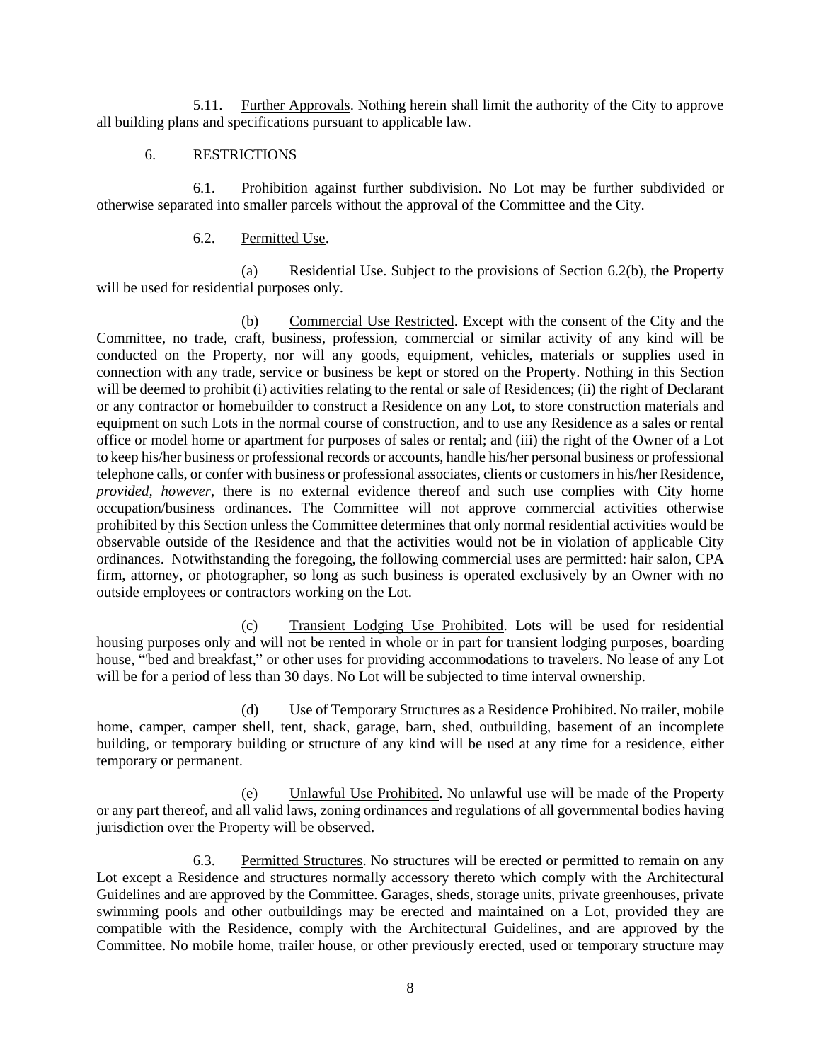5.11. Further Approvals. Nothing herein shall limit the authority of the City to approve all building plans and specifications pursuant to applicable law.

6. RESTRICTIONS

6.1. Prohibition against further subdivision. No Lot may be further subdivided or otherwise separated into smaller parcels without the approval of the Committee and the City.

6.2. Permitted Use.

(a) Residential Use. Subject to the provisions of Section 6.2(b), the Property will be used for residential purposes only.

(b) Commercial Use Restricted. Except with the consent of the City and the Committee, no trade, craft, business, profession, commercial or similar activity of any kind will be conducted on the Property, nor will any goods, equipment, vehicles, materials or supplies used in connection with any trade, service or business be kept or stored on the Property. Nothing in this Section will be deemed to prohibit (i) activities relating to the rental or sale of Residences; (ii) the right of Declarant or any contractor or homebuilder to construct a Residence on any Lot, to store construction materials and equipment on such Lots in the normal course of construction, and to use any Residence as a sales or rental office or model home or apartment for purposes of sales or rental; and (iii) the right of the Owner of a Lot to keep his/her business or professional records or accounts, handle his/her personal business or professional telephone calls, or confer with business or professional associates, clients or customers in his/her Residence, *provided*, *however*, there is no external evidence thereof and such use complies with City home occupation/business ordinances. The Committee will not approve commercial activities otherwise prohibited by this Section unless the Committee determines that only normal residential activities would be observable outside of the Residence and that the activities would not be in violation of applicable City ordinances. Notwithstanding the foregoing, the following commercial uses are permitted: hair salon, CPA firm, attorney, or photographer, so long as such business is operated exclusively by an Owner with no outside employees or contractors working on the Lot.

(c) Transient Lodging Use Prohibited. Lots will be used for residential housing purposes only and will not be rented in whole or in part for transient lodging purposes, boarding house, "'bed and breakfast," or other uses for providing accommodations to travelers. No lease of any Lot will be for a period of less than 30 days. No Lot will be subjected to time interval ownership.

(d) Use of Temporary Structures as a Residence Prohibited. No trailer, mobile home, camper, camper shell, tent, shack, garage, barn, shed, outbuilding, basement of an incomplete building, or temporary building or structure of any kind will be used at any time for a residence, either temporary or permanent.

(e) Unlawful Use Prohibited. No unlawful use will be made of the Property or any part thereof, and all valid laws, zoning ordinances and regulations of all governmental bodies having jurisdiction over the Property will be observed.

6.3. Permitted Structures. No structures will be erected or permitted to remain on any Lot except a Residence and structures normally accessory thereto which comply with the Architectural Guidelines and are approved by the Committee. Garages, sheds, storage units, private greenhouses, private swimming pools and other outbuildings may be erected and maintained on a Lot, provided they are compatible with the Residence, comply with the Architectural Guidelines, and are approved by the Committee. No mobile home, trailer house, or other previously erected, used or temporary structure may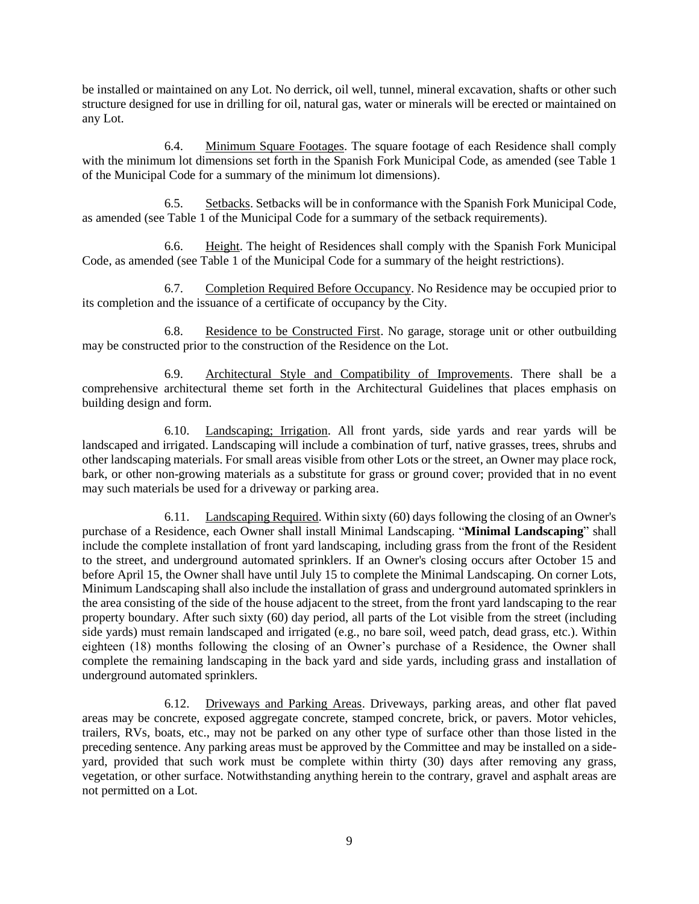be installed or maintained on any Lot. No derrick, oil well, tunnel, mineral excavation, shafts or other such structure designed for use in drilling for oil, natural gas, water or minerals will be erected or maintained on any Lot.

6.4. Minimum Square Footages. The square footage of each Residence shall comply with the minimum lot dimensions set forth in the Spanish Fork Municipal Code, as amended (see Table 1 of the Municipal Code for a summary of the minimum lot dimensions).

6.5. Setbacks. Setbacks will be in conformance with the Spanish Fork Municipal Code, as amended (see Table 1 of the Municipal Code for a summary of the setback requirements).

6.6. Height. The height of Residences shall comply with the Spanish Fork Municipal Code, as amended (see Table 1 of the Municipal Code for a summary of the height restrictions).

6.7. Completion Required Before Occupancy. No Residence may be occupied prior to its completion and the issuance of a certificate of occupancy by the City.

6.8. Residence to be Constructed First. No garage, storage unit or other outbuilding may be constructed prior to the construction of the Residence on the Lot.

6.9. Architectural Style and Compatibility of Improvements. There shall be a comprehensive architectural theme set forth in the Architectural Guidelines that places emphasis on building design and form.

6.10. Landscaping; Irrigation. All front yards, side yards and rear yards will be landscaped and irrigated. Landscaping will include a combination of turf, native grasses, trees, shrubs and other landscaping materials. For small areas visible from other Lots or the street, an Owner may place rock, bark, or other non-growing materials as a substitute for grass or ground cover; provided that in no event may such materials be used for a driveway or parking area.

6.11. Landscaping Required. Within sixty (60) days following the closing of an Owner's purchase of a Residence, each Owner shall install Minimal Landscaping. "**Minimal Landscaping**" shall include the complete installation of front yard landscaping, including grass from the front of the Resident to the street, and underground automated sprinklers. If an Owner's closing occurs after October 15 and before April 15, the Owner shall have until July 15 to complete the Minimal Landscaping. On corner Lots, Minimum Landscaping shall also include the installation of grass and underground automated sprinklers in the area consisting of the side of the house adjacent to the street, from the front yard landscaping to the rear property boundary. After such sixty (60) day period, all parts of the Lot visible from the street (including side yards) must remain landscaped and irrigated (e.g., no bare soil, weed patch, dead grass, etc.). Within eighteen (18) months following the closing of an Owner's purchase of a Residence, the Owner shall complete the remaining landscaping in the back yard and side yards, including grass and installation of underground automated sprinklers.

6.12. Driveways and Parking Areas. Driveways, parking areas, and other flat paved areas may be concrete, exposed aggregate concrete, stamped concrete, brick, or pavers. Motor vehicles, trailers, RVs, boats, etc., may not be parked on any other type of surface other than those listed in the preceding sentence. Any parking areas must be approved by the Committee and may be installed on a side-yard, provided that such work must be complete within thirty (30) days after removing any grass, vegetation, or other surface. Notwithstanding anything herein to the contrary, gravel and asphalt areas are not permitted on a Lot.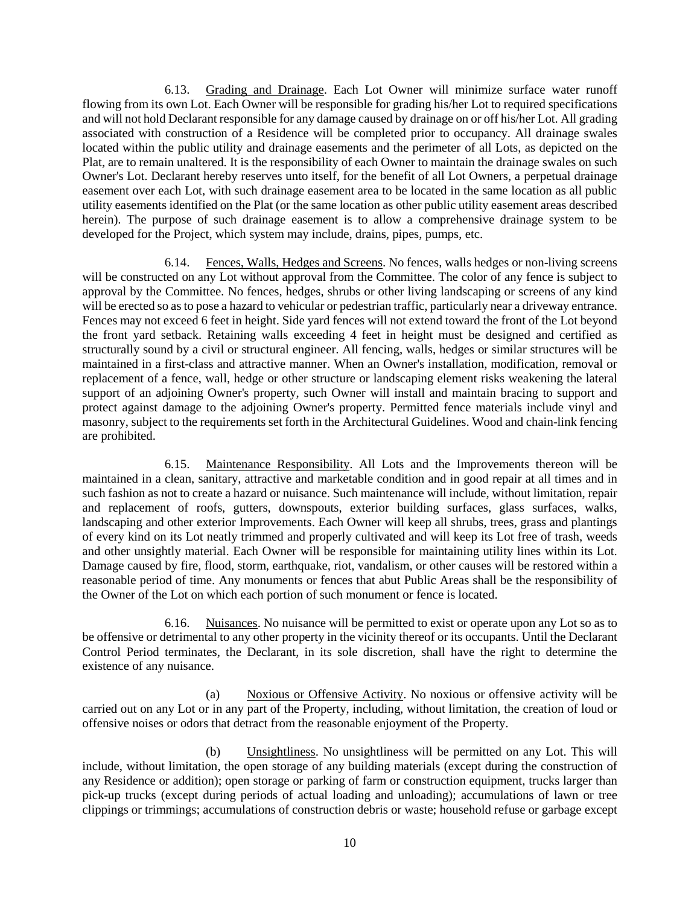6.13. Grading and Drainage. Each Lot Owner will minimize surface water runoff flowing from its own Lot. Each Owner will be responsible for grading his/her Lot to required specifications and will not hold Declarant responsible for any damage caused by drainage on or off his/her Lot. All grading associated with construction of a Residence will be completed prior to occupancy. All drainage swales located within the public utility and drainage easements and the perimeter of all Lots, as depicted on the Plat, are to remain unaltered. It is the responsibility of each Owner to maintain the drainage swales on such Owner's Lot. Declarant hereby reserves unto itself, for the benefit of all Lot Owners, a perpetual drainage easement over each Lot, with such drainage easement area to be located in the same location as all public utility easements identified on the Plat (or the same location as other public utility easement areas described herein). The purpose of such drainage easement is to allow a comprehensive drainage system to be developed for the Project, which system may include, drains, pipes, pumps, etc.

6.14. Fences, Walls, Hedges and Screens. No fences, walls hedges or non-living screens will be constructed on any Lot without approval from the Committee. The color of any fence is subject to approval by the Committee. No fences, hedges, shrubs or other living landscaping or screens of any kind will be erected so as to pose a hazard to vehicular or pedestrian traffic, particularly near a driveway entrance. Fences may not exceed 6 feet in height. Side yard fences will not extend toward the front of the Lot beyond the front yard setback. Retaining walls exceeding 4 feet in height must be designed and certified as structurally sound by a civil or structural engineer. All fencing, walls, hedges or similar structures will be maintained in a first-class and attractive manner. When an Owner's installation, modification, removal or replacement of a fence, wall, hedge or other structure or landscaping element risks weakening the lateral support of an adjoining Owner's property, such Owner will install and maintain bracing to support and protect against damage to the adjoining Owner's property. Permitted fence materials include vinyl and masonry, subject to the requirements set forth in the Architectural Guidelines. Wood and chain-link fencing are prohibited.

6.15. Maintenance Responsibility. All Lots and the Improvements thereon will be maintained in a clean, sanitary, attractive and marketable condition and in good repair at all times and in such fashion as not to create a hazard or nuisance. Such maintenance will include, without limitation, repair and replacement of roofs, gutters, downspouts, exterior building surfaces, glass surfaces, walks, landscaping and other exterior Improvements. Each Owner will keep all shrubs, trees, grass and plantings of every kind on its Lot neatly trimmed and properly cultivated and will keep its Lot free of trash, weeds and other unsightly material. Each Owner will be responsible for maintaining utility lines within its Lot. Damage caused by fire, flood, storm, earthquake, riot, vandalism, or other causes will be restored within a reasonable period of time. Any monuments or fences that abut Public Areas shall be the responsibility of the Owner of the Lot on which each portion of such monument or fence is located.

6.16. Nuisances. No nuisance will be permitted to exist or operate upon any Lot so as to be offensive or detrimental to any other property in the vicinity thereof or its occupants. Until the Declarant Control Period terminates, the Declarant, in its sole discretion, shall have the right to determine the existence of any nuisance.

(a) Noxious or Offensive Activity. No noxious or offensive activity will be carried out on any Lot or in any part of the Property, including, without limitation, the creation of loud or offensive noises or odors that detract from the reasonable enjoyment of the Property.

(b) Unsightliness. No unsightliness will be permitted on any Lot. This will include, without limitation, the open storage of any building materials (except during the construction of any Residence or addition); open storage or parking of farm or construction equipment, trucks larger than pick-up trucks (except during periods of actual loading and unloading); accumulations of lawn or tree clippings or trimmings; accumulations of construction debris or waste; household refuse or garbage except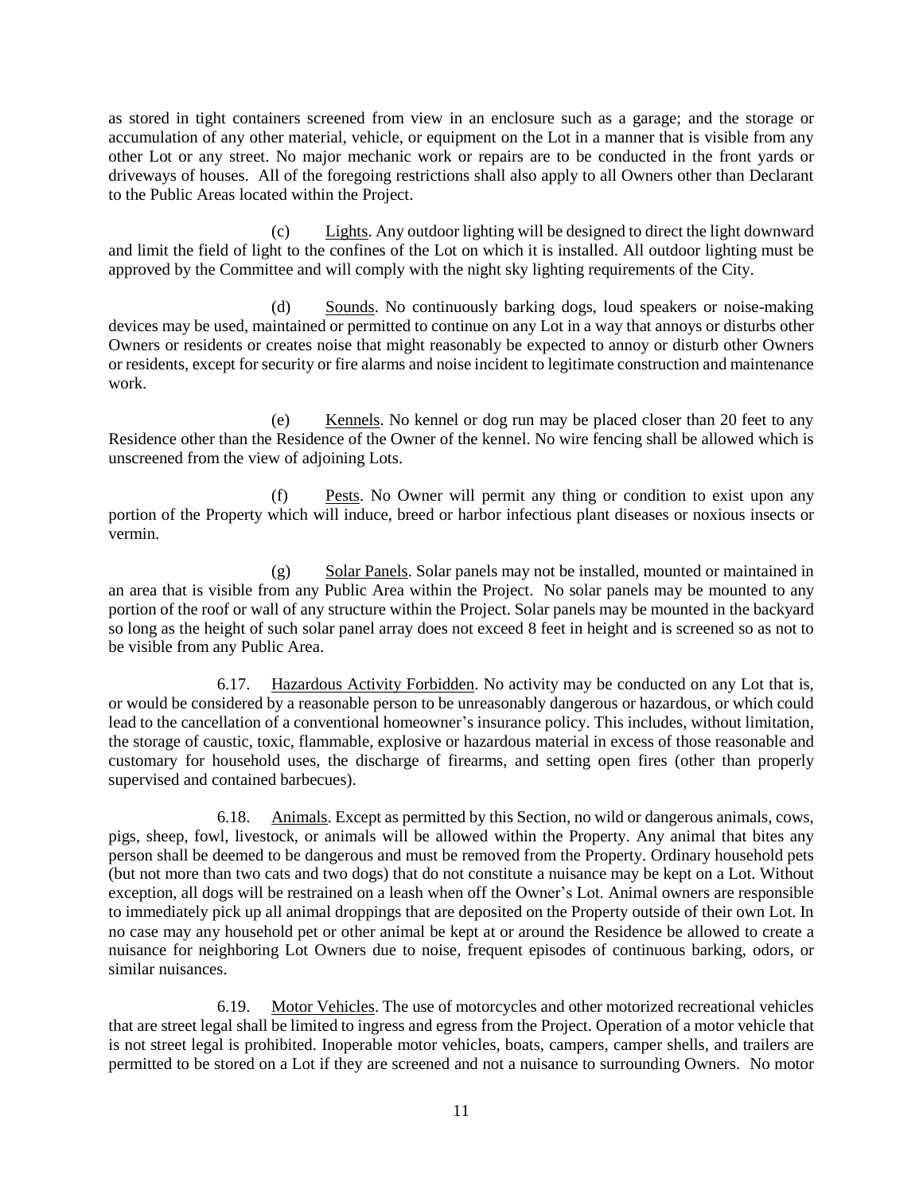as stored in tight containers screened from view in an enclosure such as a garage; and the storage or accumulation of any other material, vehicle, or equipment on the Lot in a manner that is visible from any other Lot or any street. No major mechanic work or repairs are to be conducted in the front yards or driveways of houses. All of the foregoing restrictions shall also apply to all Owners other than Declarant to the Public Areas located within the Project.

(c) Lights. Any outdoor lighting will be designed to direct the light downward and limit the field of light to the confines of the Lot on which it is installed. All outdoor lighting must be approved by the Committee and will comply with the night sky lighting requirements of the City.

(d) Sounds. No continuously barking dogs, loud speakers or noise-making devices may be used, maintained or permitted to continue on any Lot in a way that annoys or disturbs other Owners or residents or creates noise that might reasonably be expected to annoy or disturb other Owners or residents, except for security or fire alarms and noise incident to legitimate construction and maintenance work.

(e) Kennels. No kennel or dog run may be placed closer than 20 feet to any Residence other than the Residence of the Owner of the kennel. No wire fencing shall be allowed which is unscreened from the view of adjoining Lots.

(f) Pests. No Owner will permit any thing or condition to exist upon any portion of the Property which will induce, breed or harbor infectious plant diseases or noxious insects or vermin.

(g) Solar Panels. Solar panels may not be installed, mounted or maintained in an area that is visible from any Public Area within the Project. No solar panels may be mounted to any portion of the roof or wall of any structure within the Project. Solar panels may be mounted in the backyard so long as the height of such solar panel array does not exceed 8 feet in height and is screened so as not to be visible from any Public Area.

6.17. Hazardous Activity Forbidden. No activity may be conducted on any Lot that is, or would be considered by a reasonable person to be unreasonably dangerous or hazardous, or which could lead to the cancellation of a conventional homeowner's insurance policy. This includes, without limitation, the storage of caustic, toxic, flammable, explosive or hazardous material in excess of those reasonable and customary for household uses, the discharge of firearms, and setting open fires (other than properly supervised and contained barbecues).

6.18. Animals. Except as permitted by this Section, no wild or dangerous animals, cows, pigs, sheep, fowl, livestock, or animals will be allowed within the Property. Any animal that bites any person shall be deemed to be dangerous and must be removed from the Property. Ordinary household pets (but not more than two cats and two dogs) that do not constitute a nuisance may be kept on a Lot. Without exception, all dogs will be restrained on a leash when off the Owner's Lot. Animal owners are responsible to immediately pick up all animal droppings that are deposited on the Property outside of their own Lot. In no case may any household pet or other animal be kept at or around the Residence be allowed to create a nuisance for neighboring Lot Owners due to noise, frequent episodes of continuous barking, odors, or similar nuisances.

6.19. Motor Vehicles. The use of motorcycles and other motorized recreational vehicles that are street legal shall be limited to ingress and egress from the Project. Operation of a motor vehicle that is not street legal is prohibited. Inoperable motor vehicles, boats, campers, camper shells, and trailers are permitted to be stored on a Lot if they are screened and not a nuisance to surrounding Owners. No motor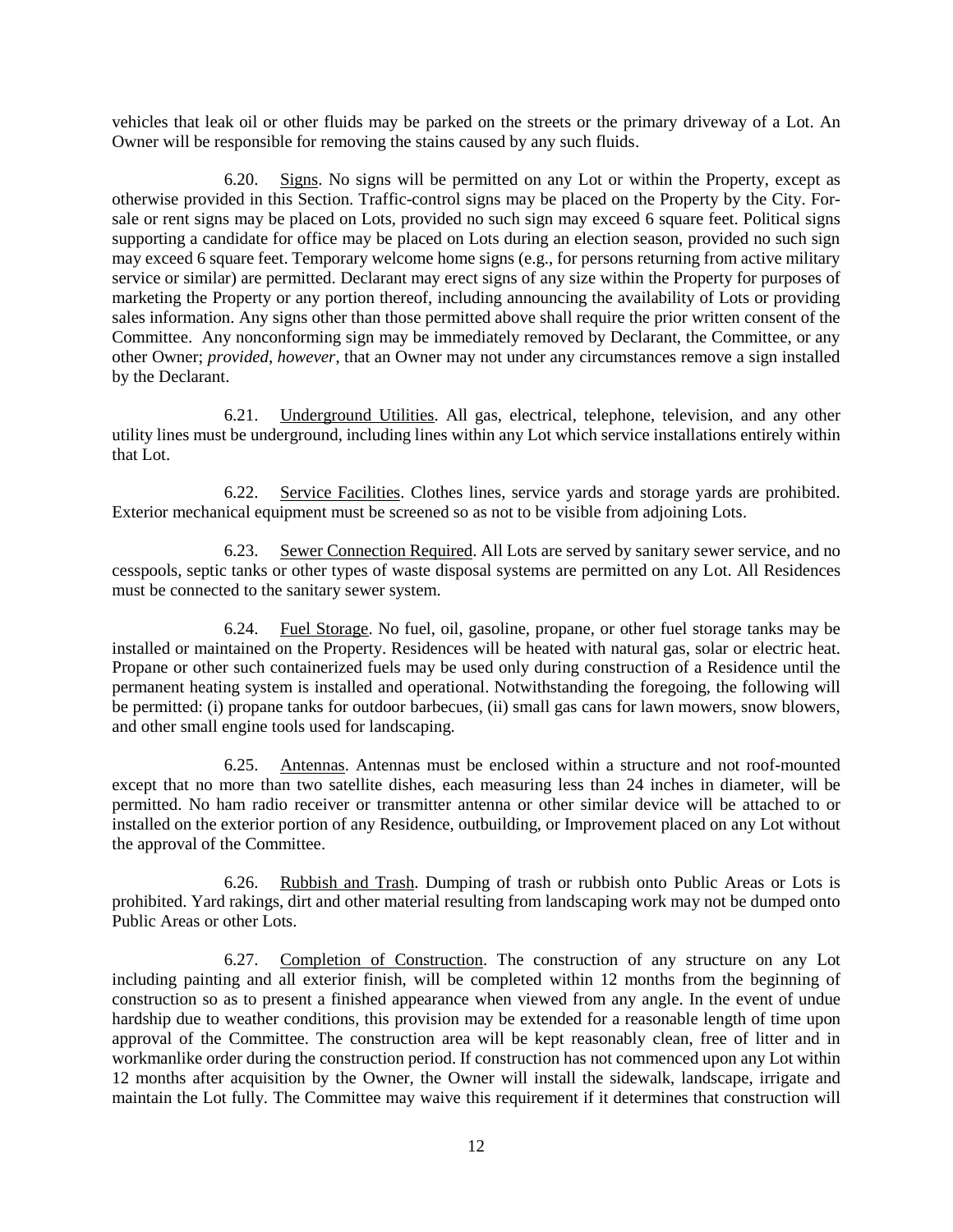vehicles that leak oil or other fluids may be parked on the streets or the primary driveway of a Lot. An Owner will be responsible for removing the stains caused by any such fluids.

6.20. Signs. No signs will be permitted on any Lot or within the Property, except as otherwise provided in this Section. Traffic-control signs may be placed on the Property by the City. For-sale or rent signs may be placed on Lots, provided no such sign may exceed 6 square feet. Political signs supporting a candidate for office may be placed on Lots during an election season, provided no such sign may exceed 6 square feet. Temporary welcome home signs (e.g., for persons returning from active military service or similar) are permitted. Declarant may erect signs of any size within the Property for purposes of marketing the Property or any portion thereof, including announcing the availability of Lots or providing sales information. Any signs other than those permitted above shall require the prior written consent of the Committee. Any nonconforming sign may be immediately removed by Declarant, the Committee, or any other Owner; *provided, however*, that an Owner may not under any circumstances remove a sign installed by the Declarant.

6.21. Underground Utilities. All gas, electrical, telephone, television, and any other utility lines must be underground, including lines within any Lot which service installations entirely within that Lot.

6.22. Service Facilities. Clothes lines, service yards and storage yards are prohibited. Exterior mechanical equipment must be screened so as not to be visible from adjoining Lots.

6.23. Sewer Connection Required. All Lots are served by sanitary sewer service, and no cesspools, septic tanks or other types of waste disposal systems are permitted on any Lot. All Residences must be connected to the sanitary sewer system.

6.24. Fuel Storage. No fuel, oil, gasoline, propane, or other fuel storage tanks may be installed or maintained on the Property. Residences will be heated with natural gas, solar or electric heat. Propane or other such containerized fuels may be used only during construction of a Residence until the permanent heating system is installed and operational. Notwithstanding the foregoing, the following will be permitted: (i) propane tanks for outdoor barbecues, (ii) small gas cans for lawn mowers, snow blowers, and other small engine tools used for landscaping.

6.25. Antennas. Antennas must be enclosed within a structure and not roof-mounted except that no more than two satellite dishes, each measuring less than 24 inches in diameter, will be permitted. No ham radio receiver or transmitter antenna or other similar device will be attached to or installed on the exterior portion of any Residence, outbuilding, or Improvement placed on any Lot without the approval of the Committee.

6.26. Rubbish and Trash. Dumping of trash or rubbish onto Public Areas or Lots is prohibited. Yard rakings, dirt and other material resulting from landscaping work may not be dumped onto Public Areas or other Lots.

6.27. Completion of Construction. The construction of any structure on any Lot including painting and all exterior finish, will be completed within 12 months from the beginning of construction so as to present a finished appearance when viewed from any angle. In the event of undue hardship due to weather conditions, this provision may be extended for a reasonable length of time upon approval of the Committee. The construction area will be kept reasonably clean, free of litter and in workmanlike order during the construction period. If construction has not commenced upon any Lot within 12 months after acquisition by the Owner, the Owner will install the sidewalk, landscape, irrigate and maintain the Lot fully. The Committee may waive this requirement if it determines that construction will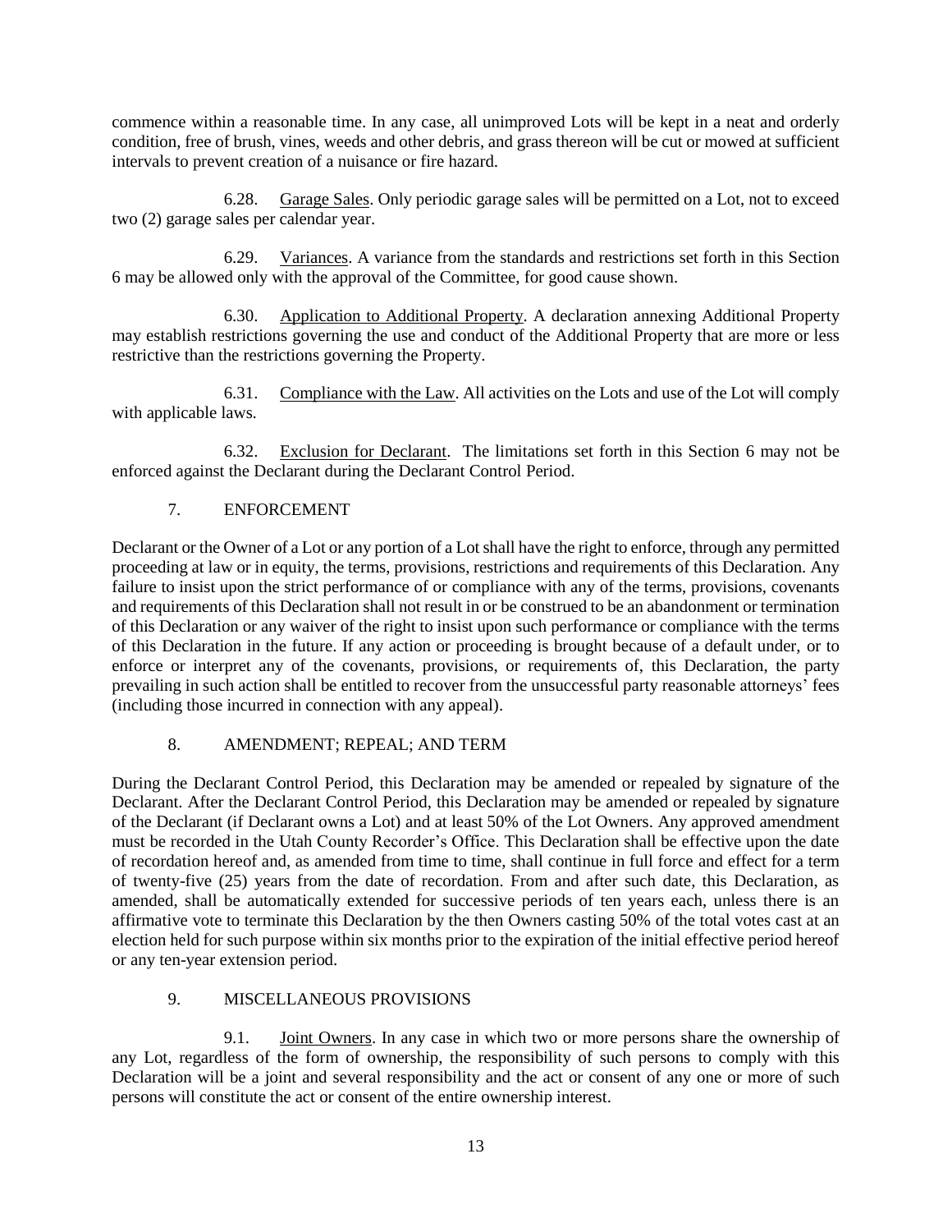commence within a reasonable time. In any case, all unimproved Lots will be kept in a neat and orderly condition, free of brush, vines, weeds and other debris, and grass thereon will be cut or mowed at sufficient intervals to prevent creation of a nuisance or fire hazard.

6.28. Garage Sales. Only periodic garage sales will be permitted on a Lot, not to exceed two (2) garage sales per calendar year.

6.29. Variances. A variance from the standards and restrictions set forth in this Section 6 may be allowed only with the approval of the Committee, for good cause shown.

6.30. Application to Additional Property. A declaration annexing Additional Property may establish restrictions governing the use and conduct of the Additional Property that are more or less restrictive than the restrictions governing the Property.

6.31. Compliance with the Law. All activities on the Lots and use of the Lot will comply with applicable laws.

6.32. Exclusion for Declarant. The limitations set forth in this Section 6 may not be enforced against the Declarant during the Declarant Control Period.

## 7. ENFORCEMENT

Declarant or the Owner of a Lot or any portion of a Lot shall have the right to enforce, through any permitted proceeding at law or in equity, the terms, provisions, restrictions and requirements of this Declaration. Any failure to insist upon the strict performance of or compliance with any of the terms, provisions, covenants and requirements of this Declaration shall not result in or be construed to be an abandonment or termination of this Declaration or any waiver of the right to insist upon such performance or compliance with the terms of this Declaration in the future. If any action or proceeding is brought because of a default under, or to enforce or interpret any of the covenants, provisions, or requirements of, this Declaration, the party prevailing in such action shall be entitled to recover from the unsuccessful party reasonable attorneys' fees (including those incurred in connection with any appeal).

## 8. AMENDMENT; REPEAL; AND TERM

During the Declarant Control Period, this Declaration may be amended or repealed by signature of the Declarant. After the Declarant Control Period, this Declaration may be amended or repealed by signature of the Declarant (if Declarant owns a Lot) and at least 50% of the Lot Owners. Any approved amendment must be recorded in the Utah County Recorder's Office. This Declaration shall be effective upon the date of recordation hereof and, as amended from time to time, shall continue in full force and effect for a term of twenty-five (25) years from the date of recordation. From and after such date, this Declaration, as amended, shall be automatically extended for successive periods of ten years each, unless there is an affirmative vote to terminate this Declaration by the then Owners casting 50% of the total votes cast at an election held for such purpose within six months prior to the expiration of the initial effective period hereof or any ten-year extension period.

## 9. MISCELLANEOUS PROVISIONS

9.1. Joint Owners. In any case in which two or more persons share the ownership of any Lot, regardless of the form of ownership, the responsibility of such persons to comply with this Declaration will be a joint and several responsibility and the act or consent of any one or more of such persons will constitute the act or consent of the entire ownership interest.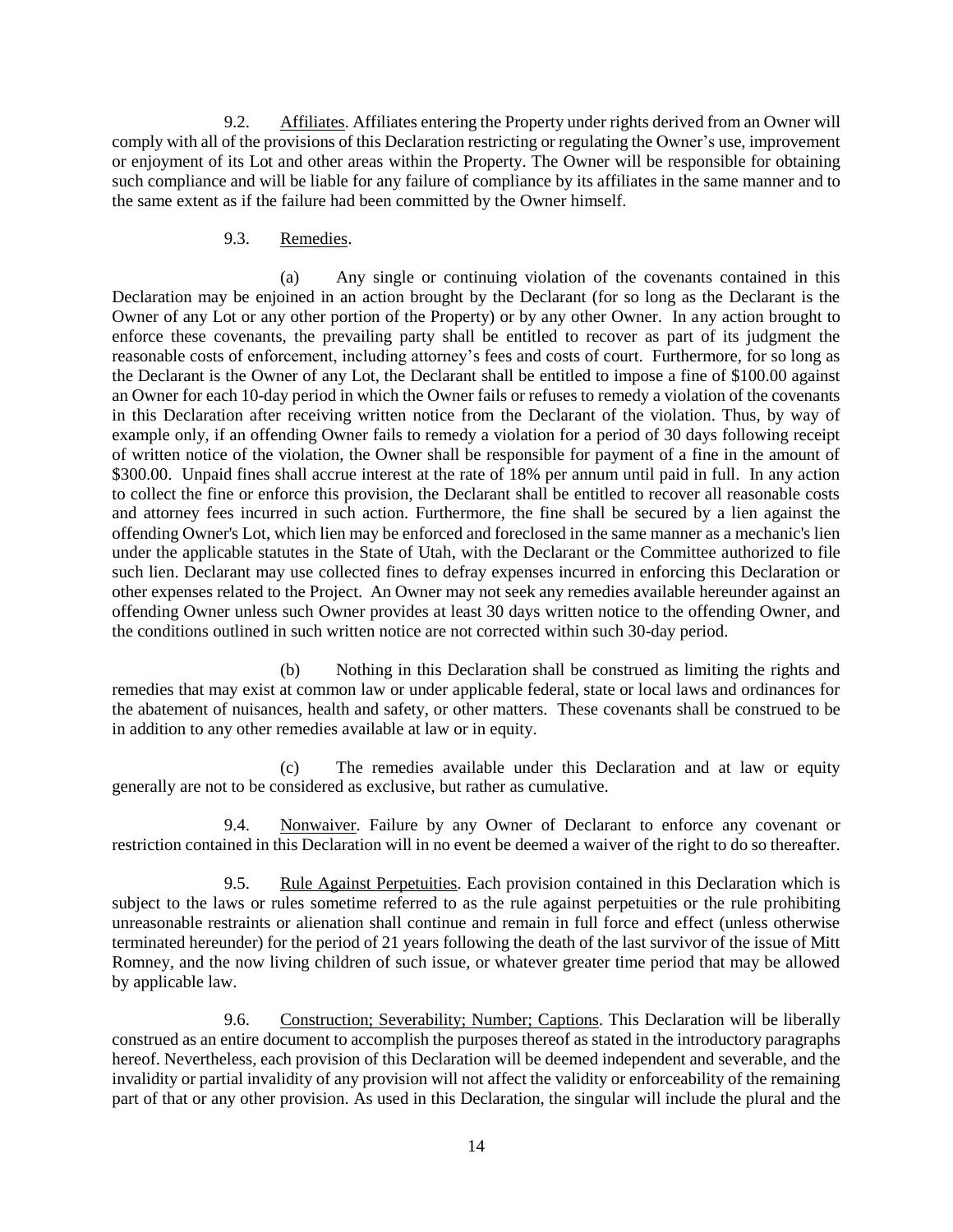9.2. Affiliates. Affiliates entering the Property under rights derived from an Owner will comply with all of the provisions of this Declaration restricting or regulating the Owner's use, improvement or enjoyment of its Lot and other areas within the Property. The Owner will be responsible for obtaining such compliance and will be liable for any failure of compliance by its affiliates in the same manner and to the same extent as if the failure had been committed by the Owner himself.

9.3. Remedies.

(a) Any single or continuing violation of the covenants contained in this Declaration may be enjoined in an action brought by the Declarant (for so long as the Declarant is the Owner of any Lot or any other portion of the Property) or by any other Owner. In any action brought to enforce these covenants, the prevailing party shall be entitled to recover as part of its judgment the reasonable costs of enforcement, including attorney's fees and costs of court. Furthermore, for so long as the Declarant is the Owner of any Lot, the Declarant shall be entitled to impose a fine of $100.00 against an Owner for each 10-day period in which the Owner fails or refuses to remedy a violation of the covenants in this Declaration after receiving written notice from the Declarant of the violation. Thus, by way of example only, if an offending Owner fails to remedy a violation for a period of 30 days following receipt of written notice of the violation, the Owner shall be responsible for payment of a fine in the amount of $300.00. Unpaid fines shall accrue interest at the rate of 18% per annum until paid in full. In any action to collect the fine or enforce this provision, the Declarant shall be entitled to recover all reasonable costs and attorney fees incurred in such action. Furthermore, the fine shall be secured by a lien against the offending Owner's Lot, which lien may be enforced and foreclosed in the same manner as a mechanic's lien under the applicable statutes in the State of Utah, with the Declarant or the Committee authorized to file such lien. Declarant may use collected fines to defray expenses incurred in enforcing this Declaration or other expenses related to the Project. An Owner may not seek any remedies available hereunder against an offending Owner unless such Owner provides at least 30 days written notice to the offending Owner, and the conditions outlined in such written notice are not corrected within such 30-day period.

(b) Nothing in this Declaration shall be construed as limiting the rights and remedies that may exist at common law or under applicable federal, state or local laws and ordinances for the abatement of nuisances, health and safety, or other matters. These covenants shall be construed to be in addition to any other remedies available at law or in equity.

(c) The remedies available under this Declaration and at law or equity generally are not to be considered as exclusive, but rather as cumulative.

9.4. Nonwaiver. Failure by any Owner of Declarant to enforce any covenant or restriction contained in this Declaration will in no event be deemed a waiver of the right to do so thereafter.

9.5. Rule Against Perpetuities. Each provision contained in this Declaration which is subject to the laws or rules sometime referred to as the rule against perpetuities or the rule prohibiting unreasonable restraints or alienation shall continue and remain in full force and effect (unless otherwise terminated hereunder) for the period of 21 years following the death of the last survivor of the issue of Mitt Romney, and the now living children of such issue, or whatever greater time period that may be allowed by applicable law.

9.6. Construction; Severability; Number; Captions. This Declaration will be liberally construed as an entire document to accomplish the purposes thereof as stated in the introductory paragraphs hereof. Nevertheless, each provision of this Declaration will be deemed independent and severable, and the invalidity or partial invalidity of any provision will not affect the validity or enforceability of the remaining part of that or any other provision. As used in this Declaration, the singular will include the plural and the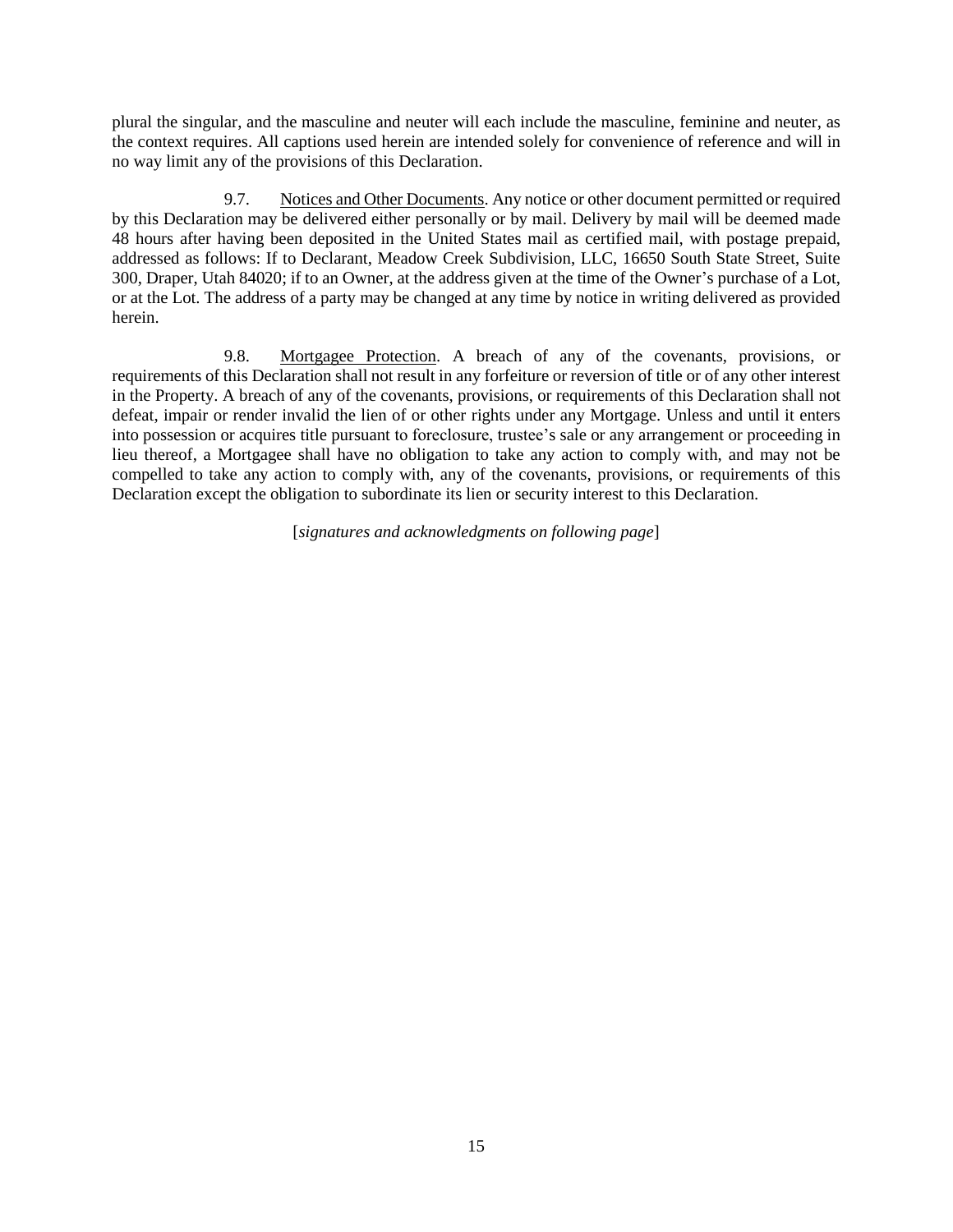plural the singular, and the masculine and neuter will each include the masculine, feminine and neuter, as the context requires. All captions used herein are intended solely for convenience of reference and will in no way limit any of the provisions of this Declaration.

9.7. Notices and Other Documents. Any notice or other document permitted or required by this Declaration may be delivered either personally or by mail. Delivery by mail will be deemed made 48 hours after having been deposited in the United States mail as certified mail, with postage prepaid, addressed as follows: If to Declarant, Meadow Creek Subdivision, LLC, 16650 South State Street, Suite 300, Draper, Utah 84020; if to an Owner, at the address given at the time of the Owner's purchase of a Lot, or at the Lot. The address of a party may be changed at any time by notice in writing delivered as provided herein.

9.8. Mortgagee Protection. A breach of any of the covenants, provisions, or requirements of this Declaration shall not result in any forfeiture or reversion of title or of any other interest in the Property. A breach of any of the covenants, provisions, or requirements of this Declaration shall not defeat, impair or render invalid the lien of or other rights under any Mortgage. Unless and until it enters into possession or acquires title pursuant to foreclosure, trustee's sale or any arrangement or proceeding in lieu thereof, a Mortgagee shall have no obligation to take any action to comply with, and may not be compelled to take any action to comply with, any of the covenants, provisions, or requirements of this Declaration except the obligation to subordinate its lien or security interest to this Declaration.

[*signatures and acknowledgments on following page*]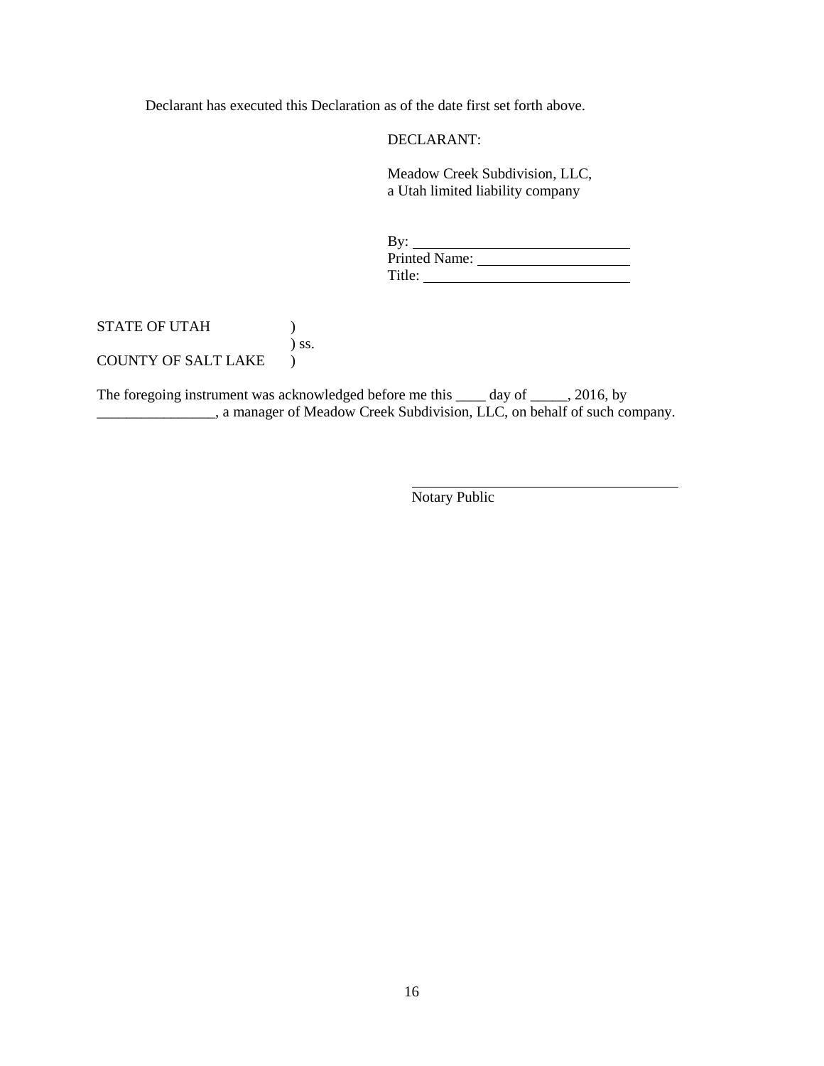Declarant has executed this Declaration as of the date first set forth above.

DECLARANT:

Meadow Creek Subdivision, LLC,
a Utah limited liability company

By: ______________________________
Printed Name: ______________________
Title: ____________________________

STATE OF UTAH )
) ss.
COUNTY OF SALT LAKE )

The foregoing instrument was acknowledged before me this ____ day of _____, 2016, by ________________, a manager of Meadow Creek Subdivision, LLC, on behalf of such company.

______________________________________
Notary Public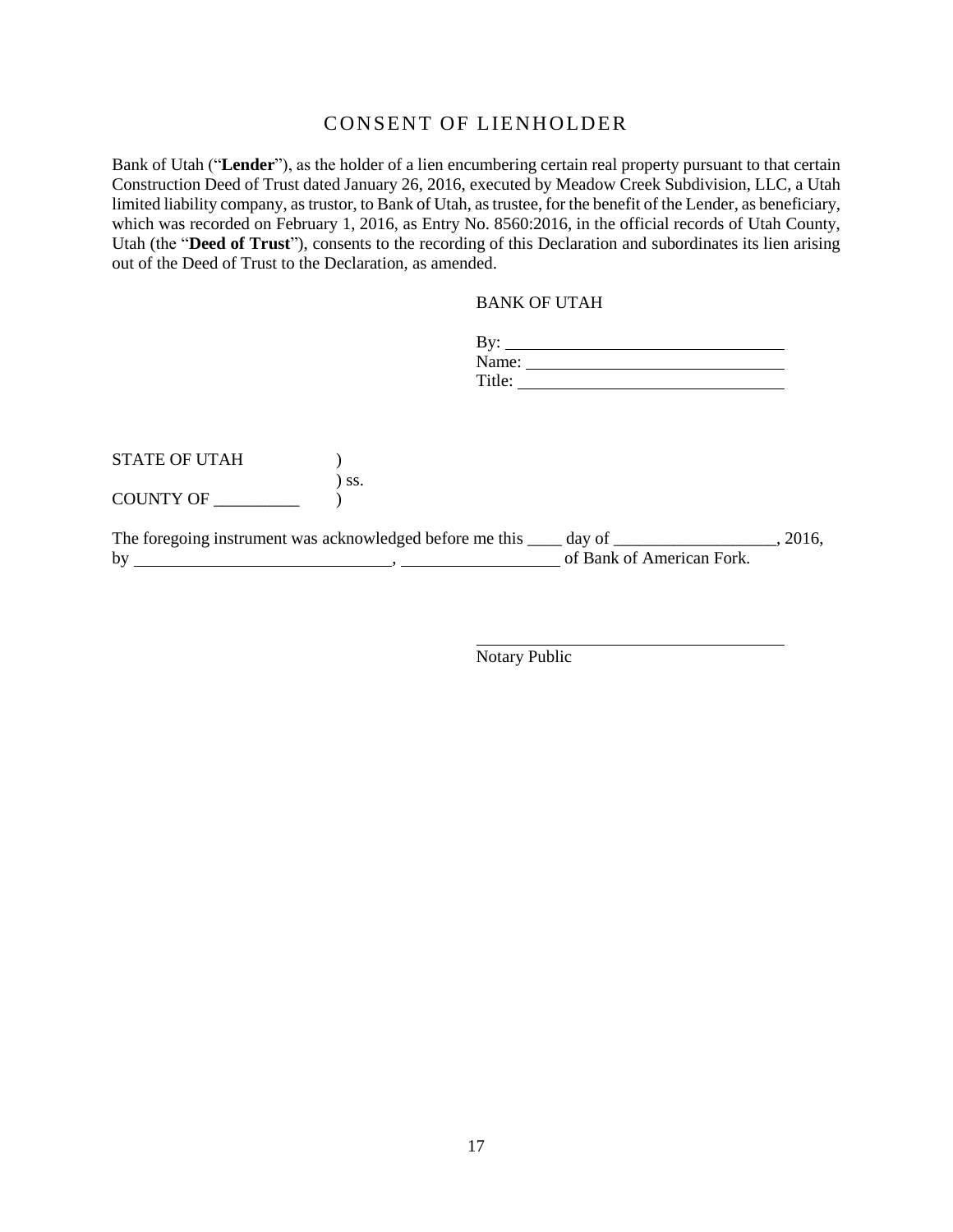# CONSENT OF LIENHOLDER

Bank of Utah ("**Lender**"), as the holder of a lien encumbering certain real property pursuant to that certain Construction Deed of Trust dated January 26, 2016, executed by Meadow Creek Subdivision, LLC, a Utah limited liability company, as trustor, to Bank of Utah, as trustee, for the benefit of the Lender, as beneficiary, which was recorded on February 1, 2016, as Entry No. 8560:2016, in the official records of Utah County, Utah (the "**Deed of Trust**"), consents to the recording of this Declaration and subordinates its lien arising out of the Deed of Trust to the Declaration, as amended.

BANK OF UTAH

By: ________________________________
Name: ______________________________
Title: _______________________________

STATE OF UTAH )
) ss.
COUNTY OF __________ )

The foregoing instrument was acknowledged before me this ____ day of ___________________, 2016, by ______________________________, __________________ of Bank of American Fork.

_____________________________________
Notary Public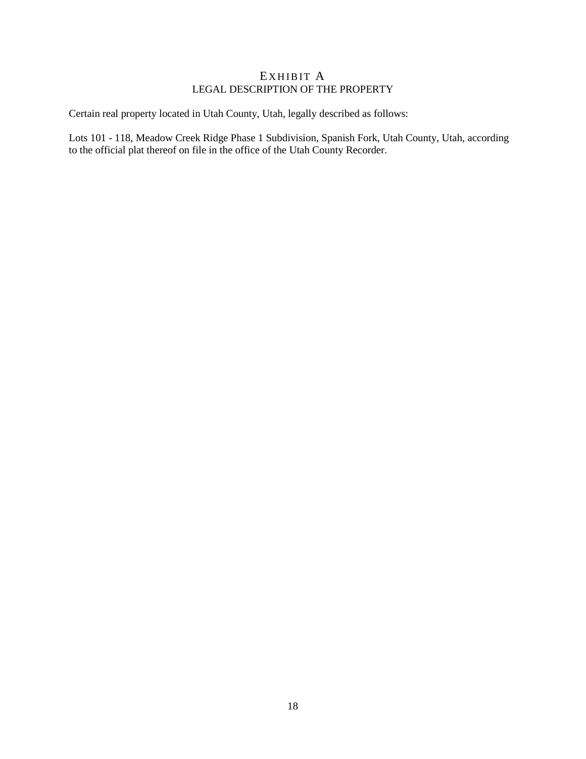# EXHIBIT A

## LEGAL DESCRIPTION OF THE PROPERTY

Certain real property located in Utah County, Utah, legally described as follows:

Lots 101 - 118, Meadow Creek Ridge Phase 1 Subdivision, Spanish Fork, Utah County, Utah, according to the official plat thereof on file in the office of the Utah County Recorder.